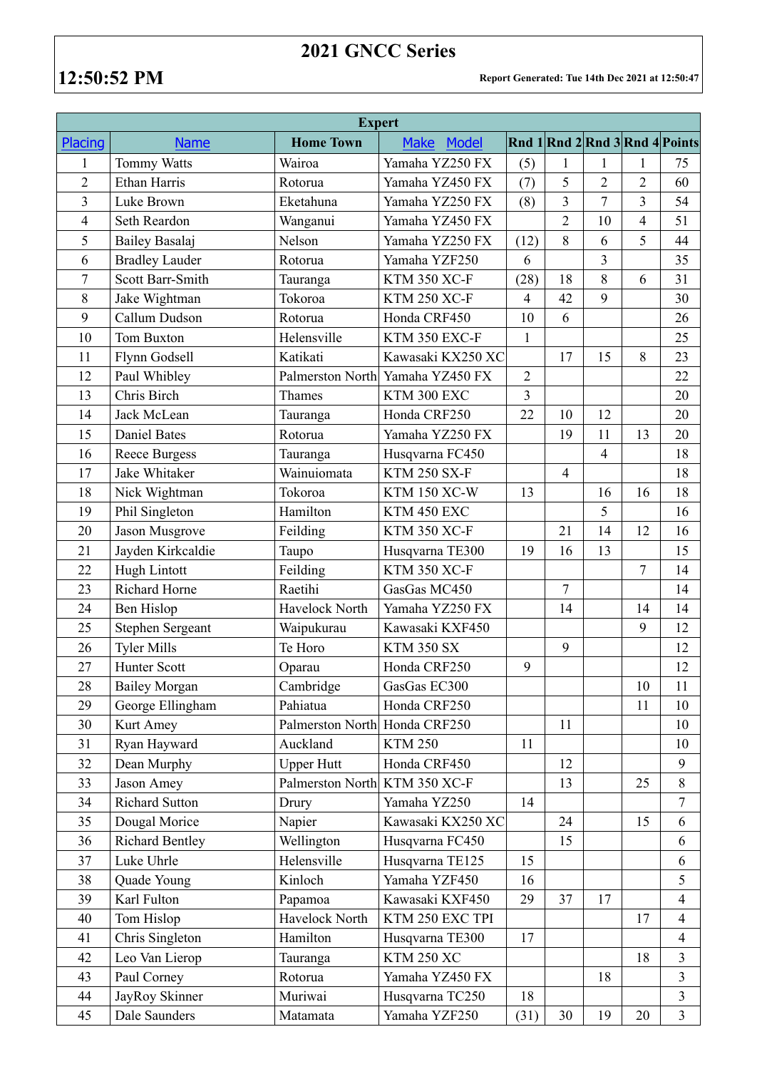# 2021 GNCC Series

**12:50:52 PM**

**Report Generated: Tue 14th Dec 2021 at 12:50:47**

| Expert | | | | | | | | |
|---|---|---|---|---|---|---|---|---|
| Placing | Name | Home Town | Make Model | Rnd 1 | Rnd 2 | Rnd 3 | Rnd 4 | Points |
| 1 | Tommy Watts | Wairoa | Yamaha YZ250 FX | (5) | 1 | 1 | 1 | 75 |
| 2 | Ethan Harris | Rotorua | Yamaha YZ450 FX | (7) | 5 | 2 | 2 | 60 |
| 3 | Luke Brown | Eketahuna | Yamaha YZ250 FX | (8) | 3 | 7 | 3 | 54 |
| 4 | Seth Reardon | Wanganui | Yamaha YZ450 FX | | 2 | 10 | 4 | 51 |
| 5 | Bailey Basalaj | Nelson | Yamaha YZ250 FX | (12) | 8 | 6 | 5 | 44 |
| 6 | Bradley Lauder | Rotorua | Yamaha YZF250 | 6 | | 3 | | 35 |
| 7 | Scott Barr-Smith | Tauranga | KTM 350 XC-F | (28) | 18 | 8 | 6 | 31 |
| 8 | Jake Wightman | Tokoroa | KTM 250 XC-F | 4 | 42 | 9 | | 30 |
| 9 | Callum Dudson | Rotorua | Honda CRF450 | 10 | 6 | | | 26 |
| 10 | Tom Buxton | Helensville | KTM 350 EXC-F | 1 | | | | 25 |
| 11 | Flynn Godsell | Katikati | Kawasaki KX250 XC | | 17 | 15 | 8 | 23 |
| 12 | Paul Whibley | Palmerston North | Yamaha YZ450 FX | 2 | | | | 22 |
| 13 | Chris Birch | Thames | KTM 300 EXC | 3 | | | | 20 |
| 14 | Jack McLean | Tauranga | Honda CRF250 | 22 | 10 | 12 | | 20 |
| 15 | Daniel Bates | Rotorua | Yamaha YZ250 FX | | 19 | 11 | 13 | 20 |
| 16 | Reece Burgess | Tauranga | Husqvarna FC450 | | | 4 | | 18 |
| 17 | Jake Whitaker | Wainuiomata | KTM 250 SX-F | | 4 | | | 18 |
| 18 | Nick Wightman | Tokoroa | KTM 150 XC-W | 13 | | 16 | 16 | 18 |
| 19 | Phil Singleton | Hamilton | KTM 450 EXC | | | 5 | | 16 |
| 20 | Jason Musgrove | Feilding | KTM 350 XC-F | | 21 | 14 | 12 | 16 |
| 21 | Jayden Kirkcaldie | Taupo | Husqvarna TE300 | 19 | 16 | 13 | | 15 |
| 22 | Hugh Lintott | Feilding | KTM 350 XC-F | | | | 7 | 14 |
| 23 | Richard Horne | Raetihi | GasGas MC450 | | 7 | | | 14 |
| 24 | Ben Hislop | Havelock North | Yamaha YZ250 FX | | 14 | | 14 | 14 |
| 25 | Stephen Sergeant | Waipukurau | Kawasaki KXF450 | | | | 9 | 12 |
| 26 | Tyler Mills | Te Horo | KTM 350 SX | | 9 | | | 12 |
| 27 | Hunter Scott | Oparau | Honda CRF250 | 9 | | | | 12 |
| 28 | Bailey Morgan | Cambridge | GasGas EC300 | | | | 10 | 11 |
| 29 | George Ellingham | Pahiatua | Honda CRF250 | | | | 11 | 10 |
| 30 | Kurt Amey | Palmerston North | Honda CRF250 | | 11 | | | 10 |
| 31 | Ryan Hayward | Auckland | KTM 250 | 11 | | | | 10 |
| 32 | Dean Murphy | Upper Hutt | Honda CRF450 | | 12 | | | 9 |
| 33 | Jason Amey | Palmerston North | KTM 350 XC-F | | 13 | | 25 | 8 |
| 34 | Richard Sutton | Drury | Yamaha YZ250 | 14 | | | | 7 |
| 35 | Dougal Morice | Napier | Kawasaki KX250 XC | | 24 | | 15 | 6 |
| 36 | Richard Bentley | Wellington | Husqvarna FC450 | | 15 | | | 6 |
| 37 | Luke Uhrle | Helensville | Husqvarna TE125 | 15 | | | | 6 |
| 38 | Quade Young | Kinloch | Yamaha YZF450 | 16 | | | | 5 |
| 39 | Karl Fulton | Papamoa | Kawasaki KXF450 | 29 | 37 | 17 | | 4 |
| 40 | Tom Hislop | Havelock North | KTM 250 EXC TPI | | | | 17 | 4 |
| 41 | Chris Singleton | Hamilton | Husqvarna TE300 | 17 | | | | 4 |
| 42 | Leo Van Lierop | Tauranga | KTM 250 XC | | | | 18 | 3 |
| 43 | Paul Corney | Rotorua | Yamaha YZ450 FX | | | 18 | | 3 |
| 44 | JayRoy Skinner | Muriwai | Husqvarna TC250 | 18 | | | | 3 |
| 45 | Dale Saunders | Matamata | Yamaha YZF250 | (31) | 30 | 19 | 20 | 3 |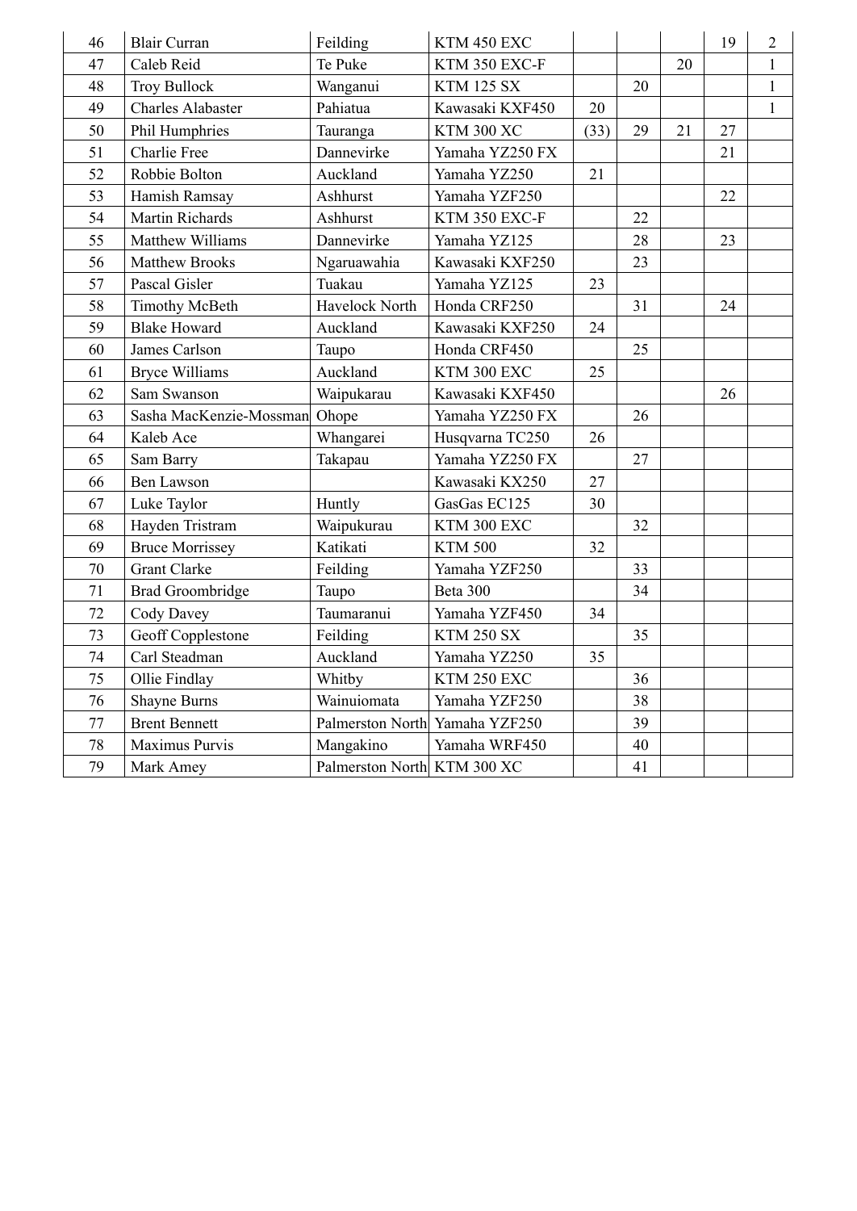| | | | | | | | | |
|---|---|---|---|---|---|---|---|---|
| 46 | Blair Curran | Feilding | KTM 450 EXC | | | | 19 | 2 |
| 47 | Caleb Reid | Te Puke | KTM 350 EXC-F | | | 20 | | 1 |
| 48 | Troy Bullock | Wanganui | KTM 125 SX | | 20 | | | 1 |
| 49 | Charles Alabaster | Pahiatua | Kawasaki KXF450 | 20 | | | | 1 |
| 50 | Phil Humphries | Tauranga | KTM 300 XC | (33) | 29 | 21 | 27 | |
| 51 | Charlie Free | Dannevirke | Yamaha YZ250 FX | | | | 21 | |
| 52 | Robbie Bolton | Auckland | Yamaha YZ250 | 21 | | | | |
| 53 | Hamish Ramsay | Ashhurst | Yamaha YZF250 | | | | 22 | |
| 54 | Martin Richards | Ashhurst | KTM 350 EXC-F | | 22 | | | |
| 55 | Matthew Williams | Dannevirke | Yamaha YZ125 | | 28 | | 23 | |
| 56 | Matthew Brooks | Ngaruawahia | Kawasaki KXF250 | | 23 | | | |
| 57 | Pascal Gisler | Tuakau | Yamaha YZ125 | 23 | | | | |
| 58 | Timothy McBeth | Havelock North | Honda CRF250 | | 31 | | 24 | |
| 59 | Blake Howard | Auckland | Kawasaki KXF250 | 24 | | | | |
| 60 | James Carlson | Taupo | Honda CRF450 | | 25 | | | |
| 61 | Bryce Williams | Auckland | KTM 300 EXC | 25 | | | | |
| 62 | Sam Swanson | Waipukarau | Kawasaki KXF450 | | | | 26 | |
| 63 | Sasha MacKenzie-Mossman | Ohope | Yamaha YZ250 FX | | 26 | | | |
| 64 | Kaleb Ace | Whangarei | Husqvarna TC250 | 26 | | | | |
| 65 | Sam Barry | Takapau | Yamaha YZ250 FX | | 27 | | | |
| 66 | Ben Lawson | | Kawasaki KX250 | 27 | | | | |
| 67 | Luke Taylor | Huntly | GasGas EC125 | 30 | | | | |
| 68 | Hayden Tristram | Waipukurau | KTM 300 EXC | | 32 | | | |
| 69 | Bruce Morrissey | Katikati | KTM 500 | 32 | | | | |
| 70 | Grant Clarke | Feilding | Yamaha YZF250 | | 33 | | | |
| 71 | Brad Groombridge | Taupo | Beta 300 | | 34 | | | |
| 72 | Cody Davey | Taumaranui | Yamaha YZF450 | 34 | | | | |
| 73 | Geoff Copplestone | Feilding | KTM 250 SX | | 35 | | | |
| 74 | Carl Steadman | Auckland | Yamaha YZ250 | 35 | | | | |
| 75 | Ollie Findlay | Whitby | KTM 250 EXC | | 36 | | | |
| 76 | Shayne Burns | Wainuiomata | Yamaha YZF250 | | 38 | | | |
| 77 | Brent Bennett | Palmerston North | Yamaha YZF250 | | 39 | | | |
| 78 | Maximus Purvis | Mangakino | Yamaha WRF450 | | 40 | | | |
| 79 | Mark Amey | Palmerston North | KTM 300 XC | | 41 | | | |